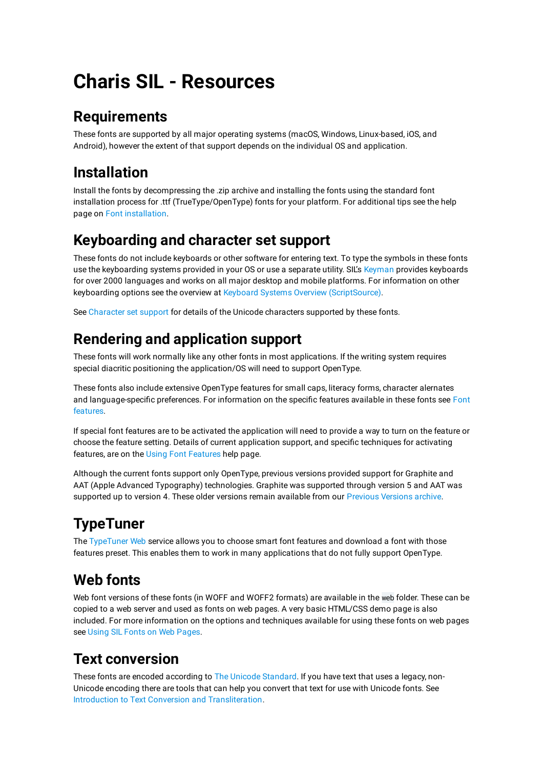# Charis SIL - Resources

## Requirements

These fonts are supported by all major operating systems (macOS, Windows, Linux-based, iOS, and Android), however the extent of that support depends on the individual OS and application.

## Installation

Install the fonts by decompressing the .zip archive and installing the fonts using the standard font installation process for .ttf (TrueType/OpenType) fonts for your platform. For additional tips see the help page on Font installation.

## Keyboarding and character set support

These fonts do not include keyboards or other software for entering text. To type the symbols in these fonts use the keyboarding systems provided in your OS or use a separate utility. SIL's Keyman provides keyboards for over 2000 languages and works on all major desktop and mobile platforms. For information on other keyboarding options see the overview at Keyboard Systems Overview (ScriptSource).

See Character set support for details of the Unicode characters supported by these fonts.

## Rendering and application support

These fonts will work normally like any other fonts in most applications. If the writing system requires special diacritic positioning the application/OS will need to support OpenType.

These fonts also include extensive OpenType features for small caps, literacy forms, character alernates and language-specific preferences. For information on the specific features available in these fonts see Font features.

If special font features are to be activated the application will need to provide a way to turn on the feature or choose the feature setting. Details of current application support, and specific techniques for activating features, are on the Using Font Features help page.

Although the current fonts support only OpenType, previous versions provided support for Graphite and AAT (Apple Advanced Typography) technologies. Graphite was supported through version 5 and AAT was supported up to version 4. These older versions remain available from our Previous Versions archive.

## TypeTuner

The TypeTuner Web service allows you to choose smart font features and download a font with those features preset. This enables them to work in many applications that do not fully support OpenType.

## Web fonts

Web font versions of these fonts (in WOFF and WOFF2 formats) are available in the `web` folder. These can be copied to a web server and used as fonts on web pages. A very basic HTML/CSS demo page is also included. For more information on the options and techniques available for using these fonts on web pages see Using SIL Fonts on Web Pages.

## Text conversion

These fonts are encoded according to The Unicode Standard. If you have text that uses a legacy, non-Unicode encoding there are tools that can help you convert that text for use with Unicode fonts. See Introduction to Text Conversion and Transliteration.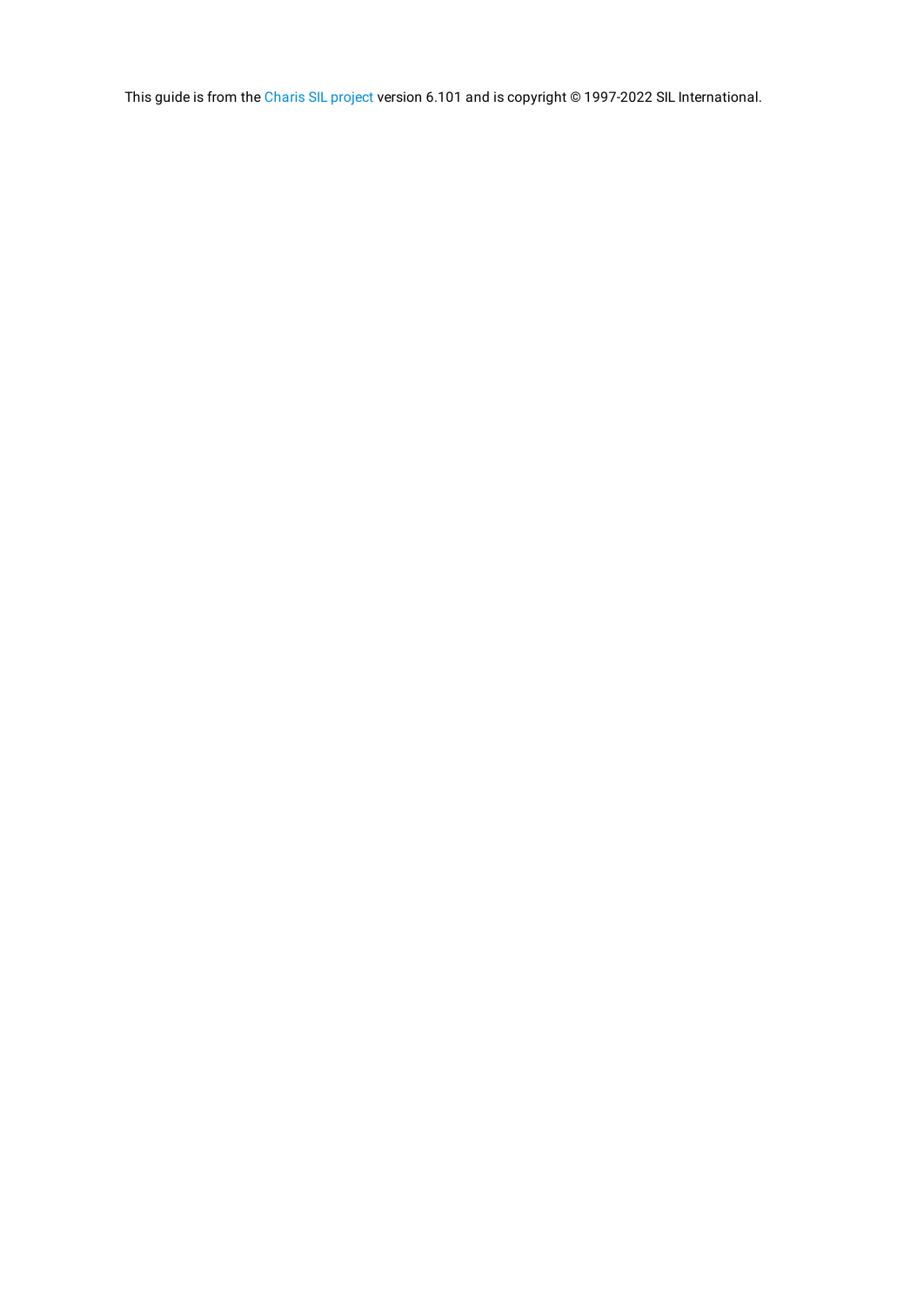This guide is from the Charis SIL project version 6.101 and is copyright © 1997-2022 SIL International.